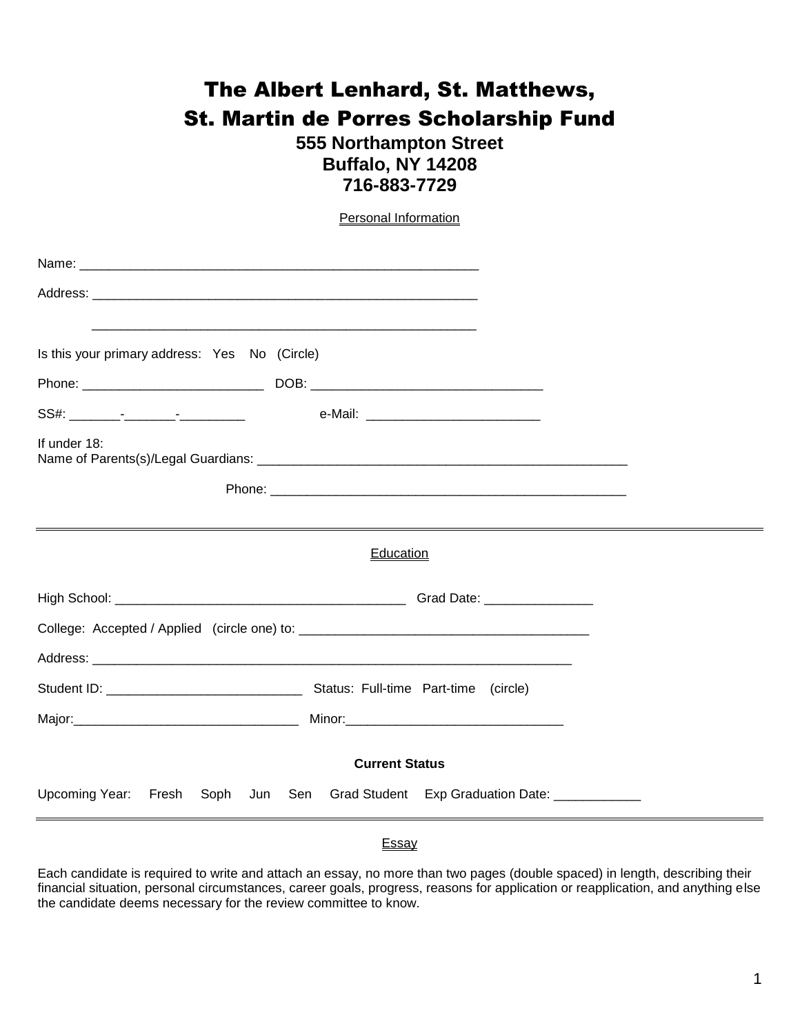# The Albert Lenhard, St. Matthews, St. Martin de Porres Scholarship Fund

**555 Northampton Street**
**Buffalo, NY 14208**
**716-883-7729**

## Personal Information

Name: ________________________________________________________

Address: ______________________________________________________

______________________________________________________

Is this your primary address: Yes No (Circle)

Phone: _________________________ DOB: ________________________________

SS#: _______-_______-_________ e-Mail: ________________________

If under 18:
Name of Parents(s)/Legal Guardians: ____________________________________________________

Phone: __________________________________________________

---

## Education

High School: ________________________________________ Grad Date: _______________

College: Accepted / Applied (circle one) to: ________________________________________

Address: __________________________________________________________________

Student ID: ___________________________ Status: Full-time Part-time (circle)

Major:_______________________________ Minor:______________________________

**Current Status**

Upcoming Year: Fresh Soph Jun Sen Grad Student Exp Graduation Date: ____________

---

## Essay

Each candidate is required to write and attach an essay, no more than two pages (double spaced) in length, describing their financial situation, personal circumstances, career goals, progress, reasons for application or reapplication, and anything else the candidate deems necessary for the review committee to know.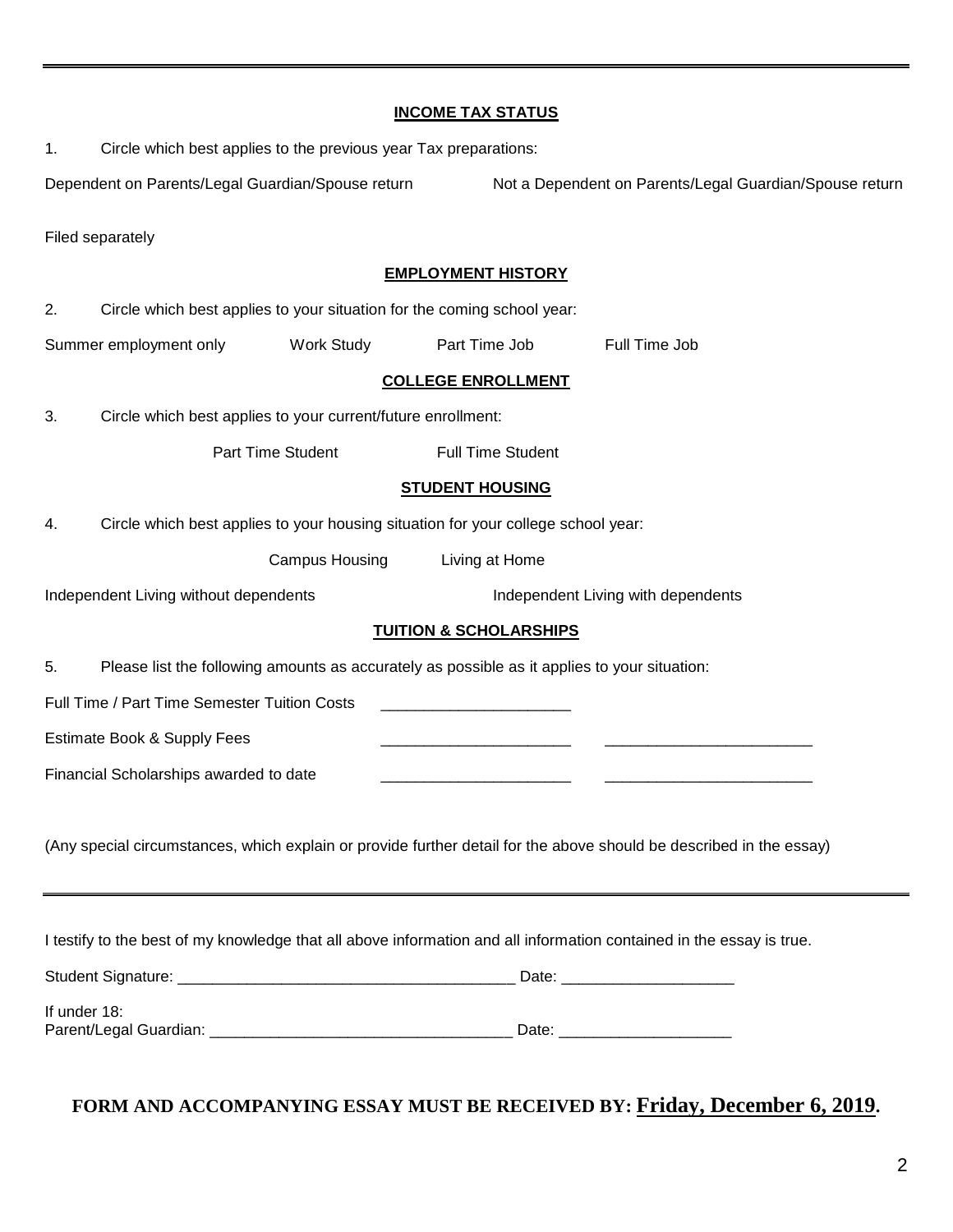---

## INCOME TAX STATUS

1. Circle which best applies to the previous year Tax preparations:

Dependent on Parents/Legal Guardian/Spouse return  Not a Dependent on Parents/Legal Guardian/Spouse return

Filed separately

## EMPLOYMENT HISTORY

2. Circle which best applies to your situation for the coming school year:

Summer employment only  Work Study  Part Time Job  Full Time Job

## COLLEGE ENROLLMENT

3. Circle which best applies to your current/future enrollment:

Part Time Student  Full Time Student

## STUDENT HOUSING

4. Circle which best applies to your housing situation for your college school year:

Campus Housing  Living at Home

Independent Living without dependents  Independent Living with dependents

## TUITION & SCHOLARSHIPS

5. Please list the following amounts as accurately as possible as it applies to your situation:

Full Time / Part Time Semester Tuition Costs ______________________

Estimate Book & Supply Fees ______________________ ________________________

Financial Scholarships awarded to date ______________________ ________________________

(Any special circumstances, which explain or provide further detail for the above should be described in the essay)

---

I testify to the best of my knowledge that all above information and all information contained in the essay is true.

Student Signature: _______________________________________ Date: ___________________

If under 18:
Parent/Legal Guardian: ___________________________________ Date: ___________________

**FORM AND ACCOMPANYING ESSAY MUST BE RECEIVED BY: Friday, December 6, 2019.**